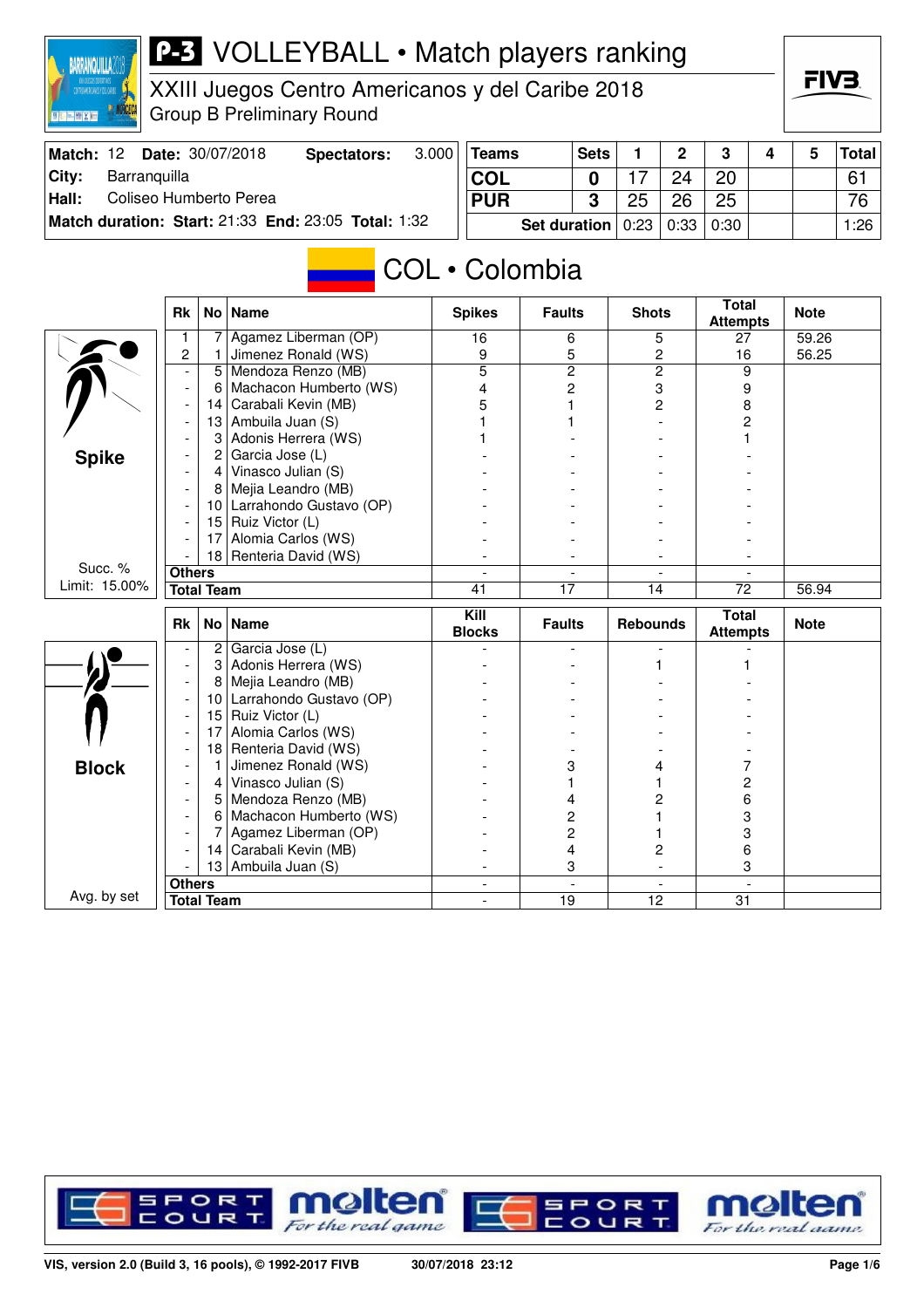# P-3 VOLLEYBALL • Match players ranking

XXIII Juegos Centro Americanos y del Caribe 2018

Group B Preliminary Round

| | | | |
|---|---|---|---|
| **Match:** 12 | **Date:** 30/07/2018 | **Spectators:** | 3.000 |
| **City:** | Barranquilla | | |
| **Hall:** | Coliseo Humberto Perea | | |
| **Match duration: Start:** 21:33 | **End:** 23:05 | **Total:** 1:32 | |

| Teams | Sets | 1 | 2 | 3 | 4 | 5 | Total |
|---|---|---|---|---|---|---|---|
| COL | 0 | 17 | 24 | 20 | | | 61 |
| PUR | 3 | 25 | 26 | 25 | | | 76 |
| Set duration | | 0:23 | 0:33 | 0:30 | | | 1:26 |

## COL • Colombia

**Spike**

Succ. % Limit: 15.00%

| Rk | No | Name | Spikes | Faults | Shots | Total Attempts | Note |
|---|---|---|---|---|---|---|---|
| 1 | 7 | Agamez Liberman (OP) | 16 | 6 | 5 | 27 | 59.26 |
| 2 | 1 | Jimenez Ronald (WS) | 9 | 5 | 2 | 16 | 56.25 |
| - | 5 | Mendoza Renzo (MB) | 5 | 2 | 2 | 9 | |
| - | 6 | Machacon Humberto (WS) | 4 | 2 | 3 | 9 | |
| - | 14 | Carabali Kevin (MB) | 5 | 1 | 2 | 8 | |
| - | 13 | Ambuila Juan (S) | 1 | 1 | - | 2 | |
| - | 3 | Adonis Herrera (WS) | 1 | - | - | 1 | |
| - | 2 | Garcia Jose (L) | - | - | - | - | |
| - | 4 | Vinasco Julian (S) | - | - | - | - | |
| - | 8 | Mejia Leandro (MB) | - | - | - | - | |
| - | 10 | Larrahondo Gustavo (OP) | - | - | - | - | |
| - | 15 | Ruiz Victor (L) | - | - | - | - | |
| - | 17 | Alomia Carlos (WS) | - | - | - | - | |
| - | 18 | Renteria David (WS) | - | - | - | - | |
| Others | | | - | - | - | - | |
| Total Team | | | 41 | 17 | 14 | 72 | 56.94 |

**Block**

Avg. by set

| Rk | No | Name | Kill Blocks | Faults | Rebounds | Total Attempts | Note |
|---|---|---|---|---|---|---|---|
| - | 2 | Garcia Jose (L) | - | - | - | - | |
| - | 3 | Adonis Herrera (WS) | - | - | 1 | 1 | |
| - | 8 | Mejia Leandro (MB) | - | - | - | - | |
| - | 10 | Larrahondo Gustavo (OP) | - | - | - | - | |
| - | 15 | Ruiz Victor (L) | - | - | - | - | |
| - | 17 | Alomia Carlos (WS) | - | - | - | - | |
| - | 18 | Renteria David (WS) | - | - | - | - | |
| - | 1 | Jimenez Ronald (WS) | - | 3 | 4 | 7 | |
| - | 4 | Vinasco Julian (S) | - | 1 | 1 | 2 | |
| - | 5 | Mendoza Renzo (MB) | - | 4 | 2 | 6 | |
| - | 6 | Machacon Humberto (WS) | - | 2 | 1 | 3 | |
| - | 7 | Agamez Liberman (OP) | - | 2 | 1 | 3 | |
| - | 14 | Carabali Kevin (MB) | - | 4 | 2 | 6 | |
| - | 13 | Ambuila Juan (S) | - | 3 | - | 3 | |
| Others | | | - | - | - | - | |
| Total Team | | | - | 19 | 12 | 31 | |

VIS, version 2.0 (Build 3, 16 pools), © 1992-2017 FIVB — 30/07/2018 23:12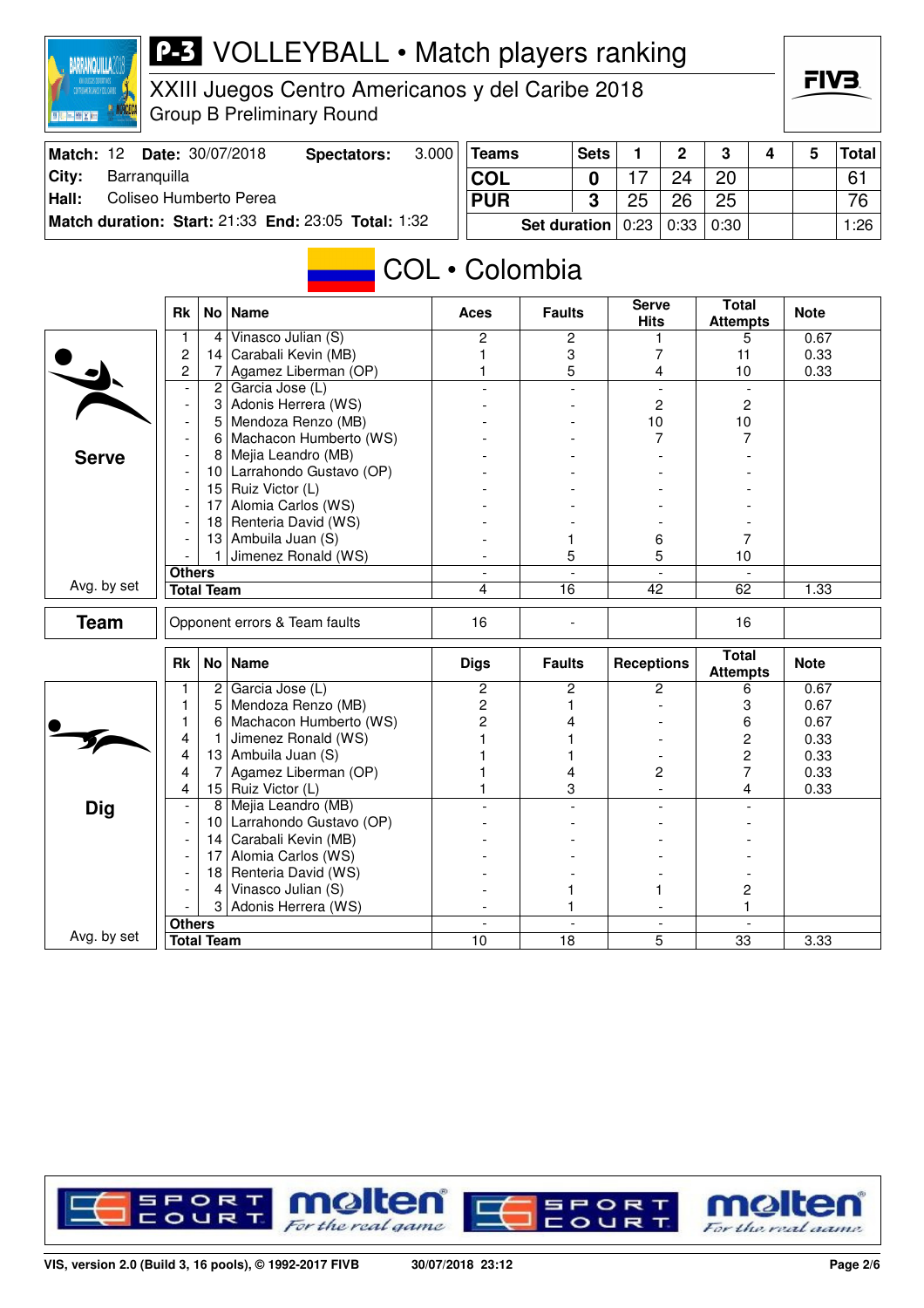# VOLLEYBALL • Match players ranking

XXIII Juegos Centro Americanos y del Caribe 2018
Group B Preliminary Round

| **Match:** 12 | **Date:** 30/07/2018 | **Spectators:** | 3.000 |
|---|---|---|---|
| **City:** | Barranquilla | | |
| **Hall:** | Coliseo Humberto Perea | | |
| **Match duration: Start:** 21:33 | **End:** 23:05 | **Total:** 1:32 | |

| Teams | Sets | 1 | 2 | 3 | 4 | 5 | Total |
|---|---|---|---|---|---|---|---|
| COL | 0 | 17 | 24 | 20 | | | 61 |
| PUR | 3 | 25 | 26 | 25 | | | 76 |
| Set duration | | 0:23 | 0:33 | 0:30 | | | 1:26 |

## COL • Colombia

### Serve

| Rk | No | Name | Aces | Faults | Serve Hits | Total Attempts | Note |
|---|---|---|---|---|---|---|---|
| 1 | 4 | Vinasco Julian (S) | 2 | 2 | 1 | 5 | 0.67 |
| 2 | 14 | Carabali Kevin (MB) | 1 | 3 | 7 | 11 | 0.33 |
| 2 | 7 | Agamez Liberman (OP) | 1 | 5 | 4 | 10 | 0.33 |
| - | 2 | Garcia Jose (L) | - | - | - | - | |
| - | 3 | Adonis Herrera (WS) | - | - | 2 | 2 | |
| - | 5 | Mendoza Renzo (MB) | - | - | 10 | 10 | |
| - | 6 | Machacon Humberto (WS) | - | - | 7 | 7 | |
| - | 8 | Mejia Leandro (MB) | - | - | - | - | |
| - | 10 | Larrahondo Gustavo (OP) | - | - | - | - | |
| - | 15 | Ruiz Victor (L) | - | - | - | - | |
| - | 17 | Alomia Carlos (WS) | - | - | - | - | |
| - | 18 | Renteria David (WS) | - | - | - | - | |
| - | 13 | Ambuila Juan (S) | - | 1 | 6 | 7 | |
| - | 1 | Jimenez Ronald (WS) | - | 5 | 5 | 10 | |
| **Others** | | | - | - | - | - | |
| **Total Team** | | | 4 | 16 | 42 | 62 | 1.33 |

Avg. by set

### Team

| | | | | |
|---|---|---|---|---|
| Opponent errors & Team faults | 16 | - | | 16 |

### Dig

| Rk | No | Name | Digs | Faults | Receptions | Total Attempts | Note |
|---|---|---|---|---|---|---|---|
| 1 | 2 | Garcia Jose (L) | 2 | 2 | 2 | 6 | 0.67 |
| 1 | 5 | Mendoza Renzo (MB) | 2 | 1 | - | 3 | 0.67 |
| 1 | 6 | Machacon Humberto (WS) | 2 | 4 | - | 6 | 0.67 |
| 4 | 1 | Jimenez Ronald (WS) | 1 | 1 | - | 2 | 0.33 |
| 4 | 13 | Ambuila Juan (S) | 1 | 1 | - | 2 | 0.33 |
| 4 | 7 | Agamez Liberman (OP) | 1 | 4 | 2 | 7 | 0.33 |
| 4 | 15 | Ruiz Victor (L) | 1 | 3 | - | 4 | 0.33 |
| - | 8 | Mejia Leandro (MB) | - | - | - | - | |
| - | 10 | Larrahondo Gustavo (OP) | - | - | - | - | |
| - | 14 | Carabali Kevin (MB) | - | - | - | - | |
| - | 17 | Alomia Carlos (WS) | - | - | - | - | |
| - | 18 | Renteria David (WS) | - | - | - | - | |
| - | 4 | Vinasco Julian (S) | - | 1 | 1 | 2 | |
| - | 3 | Adonis Herrera (WS) | - | 1 | - | 1 | |
| **Others** | | | - | - | - | - | |
| **Total Team** | | | 10 | 18 | 5 | 33 | 3.33 |

Avg. by set

VIS, version 2.0 (Build 3, 16 pools), © 1992-2017 FIVB    30/07/2018 23:12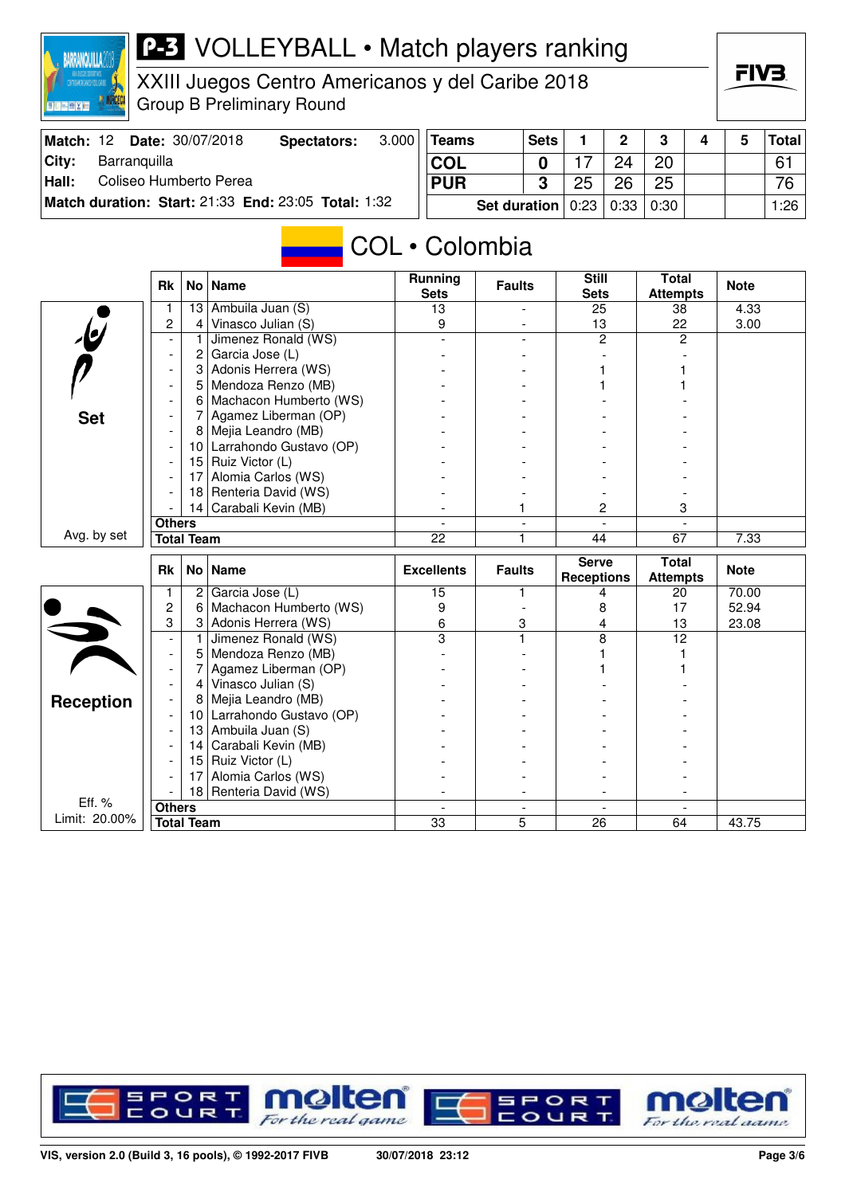# P-3 VOLLEYBALL • Match players ranking

XXIII Juegos Centro Americanos y del Caribe 2018

Group B Preliminary Round

| Match: 12 | Date: 30/07/2018 | Spectators: | 3.000 |
|---|---|---|---|
| City: | Barranquilla | | |
| Hall: | Coliseo Humberto Perea | | |
| Match duration: | Start: 21:33 | End: 23:05 | Total: 1:32 |

| Teams | Sets | 1 | 2 | 3 | 4 | 5 | Total |
|---|---|---|---|---|---|---|---|
| COL | 0 | 17 | 24 | 20 | | | 61 |
| PUR | 3 | 25 | 26 | 25 | | | 76 |
| Set duration | | 0:23 | 0:33 | 0:30 | | | 1:26 |

## COL • Colombia

### Set

| Rk | No | Name | Running Sets | Faults | Still Sets | Total Attempts | Note |
|---|---|---|---|---|---|---|---|
| 1 | 13 | Ambuila Juan (S) | 13 | - | 25 | 38 | 4.33 |
| 2 | 4 | Vinasco Julian (S) | 9 | - | 13 | 22 | 3.00 |
| - | 1 | Jimenez Ronald (WS) | - | - | 2 | 2 | |
| - | 2 | Garcia Jose (L) | - | - | - | - | |
| - | 3 | Adonis Herrera (WS) | - | - | 1 | 1 | |
| - | 5 | Mendoza Renzo (MB) | - | - | 1 | 1 | |
| - | 6 | Machacon Humberto (WS) | - | - | - | - | |
| - | 7 | Agamez Liberman (OP) | - | - | - | - | |
| - | 8 | Mejia Leandro (MB) | - | - | - | - | |
| - | 10 | Larrahondo Gustavo (OP) | - | - | - | - | |
| - | 15 | Ruiz Victor (L) | - | - | - | - | |
| - | 17 | Alomia Carlos (WS) | - | - | - | - | |
| - | 18 | Renteria David (WS) | - | - | - | - | |
| - | 14 | Carabali Kevin (MB) | - | 1 | 2 | 3 | |
| Others | | | - | - | - | - | |
| Total Team | | | 22 | 1 | 44 | 67 | 7.33 |

Avg. by set

### Reception

| Rk | No | Name | Excellents | Faults | Serve Receptions | Total Attempts | Note |
|---|---|---|---|---|---|---|---|
| 1 | 2 | Garcia Jose (L) | 15 | 1 | 4 | 20 | 70.00 |
| 2 | 6 | Machacon Humberto (WS) | 9 | - | 8 | 17 | 52.94 |
| 3 | 3 | Adonis Herrera (WS) | 6 | 3 | 4 | 13 | 23.08 |
| - | 1 | Jimenez Ronald (WS) | 3 | 1 | 8 | 12 | |
| - | 5 | Mendoza Renzo (MB) | - | - | 1 | 1 | |
| - | 7 | Agamez Liberman (OP) | - | - | 1 | 1 | |
| - | 4 | Vinasco Julian (S) | - | - | - | - | |
| - | 8 | Mejia Leandro (MB) | - | - | - | - | |
| - | 10 | Larrahondo Gustavo (OP) | - | - | - | - | |
| - | 13 | Ambuila Juan (S) | - | - | - | - | |
| - | 14 | Carabali Kevin (MB) | - | - | - | - | |
| - | 15 | Ruiz Victor (L) | - | - | - | - | |
| - | 17 | Alomia Carlos (WS) | - | - | - | - | |
| - | 18 | Renteria David (WS) | - | - | - | - | |
| Others | | | - | - | - | - | |
| Total Team | | | 33 | 5 | 26 | 64 | 43.75 |

Eff. %
Limit: 20.00%

VIS, version 2.0 (Build 3, 16 pools), © 1992-2017 FIVB 30/07/2018 23:12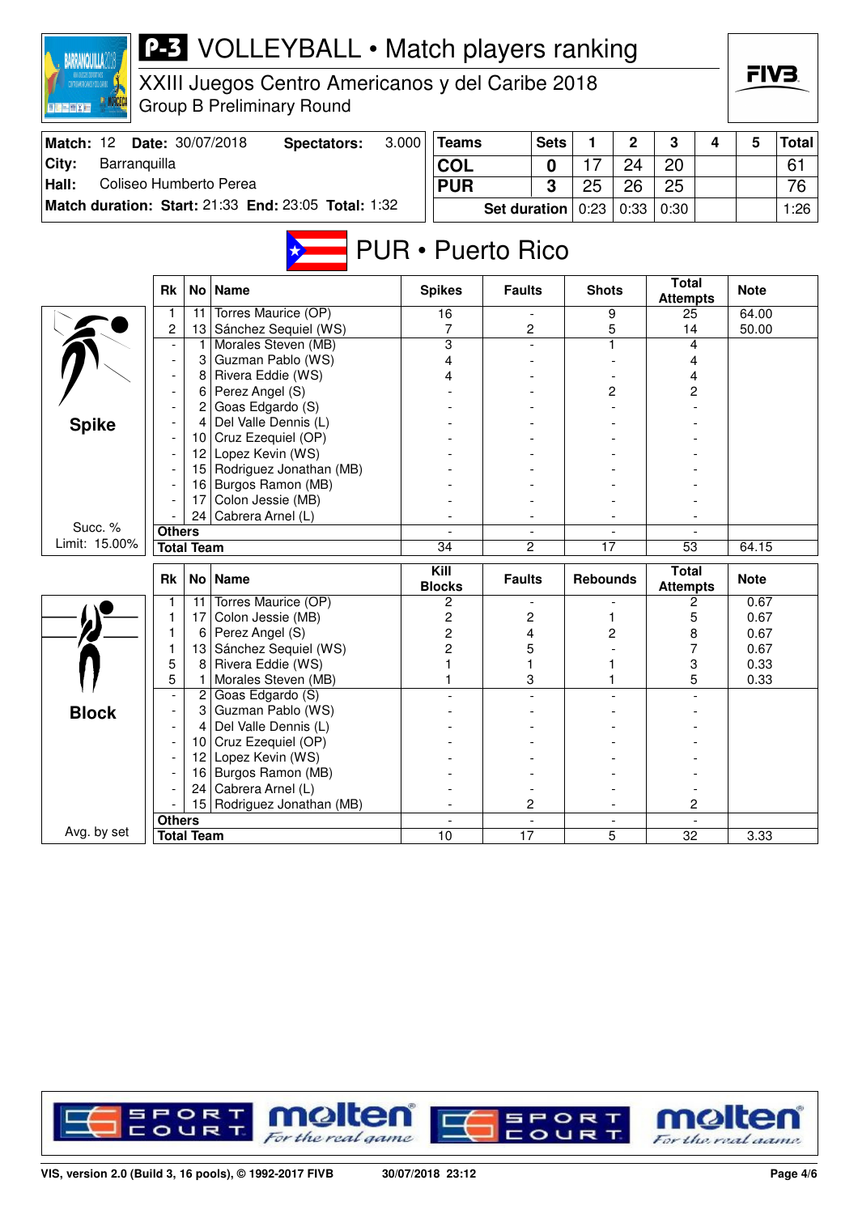# P-3 VOLLEYBALL • Match players ranking

## XXIII Juegos Centro Americanos y del Caribe 2018

Group B Preliminary Round

| Match: 12 | Date: 30/07/2018 | Spectators: | 3.000 |
|---|---|---|---|
| City: | Barranquilla | | |
| Hall: | Coliseo Humberto Perea | | |
| Match duration: | Start: 21:33 | End: 23:05 | Total: 1:32 |

| Teams | Sets | 1 | 2 | 3 | 4 | 5 | Total |
|---|---|---|---|---|---|---|---|
| COL | 0 | 17 | 24 | 20 | | | 61 |
| PUR | 3 | 25 | 26 | 25 | | | 76 |
| Set duration | | 0:23 | 0:33 | 0:30 | | | 1:26 |

## PUR • Puerto Rico

### Spike

Succ. % Limit: 15.00%

| Rk | No | Name | Spikes | Faults | Shots | Total Attempts | Note |
|---|---|---|---|---|---|---|---|
| 1 | 11 | Torres Maurice (OP) | 16 | - | 9 | 25 | 64.00 |
| 2 | 13 | Sánchez Sequiel (WS) | 7 | 2 | 5 | 14 | 50.00 |
| - | 1 | Morales Steven (MB) | 3 | - | 1 | 4 | |
| - | 3 | Guzman Pablo (WS) | 4 | - | - | 4 | |
| - | 8 | Rivera Eddie (WS) | 4 | - | - | 4 | |
| - | 6 | Perez Angel (S) | - | - | 2 | 2 | |
| - | 2 | Goas Edgardo (S) | - | - | - | - | |
| - | 4 | Del Valle Dennis (L) | - | - | - | - | |
| - | 10 | Cruz Ezequiel (OP) | - | - | - | - | |
| - | 12 | Lopez Kevin (WS) | - | - | - | - | |
| - | 15 | Rodriguez Jonathan (MB) | - | - | - | - | |
| - | 16 | Burgos Ramon (MB) | - | - | - | - | |
| - | 17 | Colon Jessie (MB) | - | - | - | - | |
| - | 24 | Cabrera Arnel (L) | - | - | - | - | |
| Others | | | - | - | - | - | |
| Total Team | | | 34 | 2 | 17 | 53 | 64.15 |

### Block

Avg. by set

| Rk | No | Name | Kill Blocks | Faults | Rebounds | Total Attempts | Note |
|---|---|---|---|---|---|---|---|
| 1 | 11 | Torres Maurice (OP) | 2 | - | - | 2 | 0.67 |
| 1 | 17 | Colon Jessie (MB) | 2 | 2 | 1 | 5 | 0.67 |
| 1 | 6 | Perez Angel (S) | 2 | 4 | 2 | 8 | 0.67 |
| 1 | 13 | Sánchez Sequiel (WS) | 2 | 5 | - | 7 | 0.67 |
| 5 | 8 | Rivera Eddie (WS) | 1 | 1 | 1 | 3 | 0.33 |
| 5 | 1 | Morales Steven (MB) | 1 | 3 | 1 | 5 | 0.33 |
| - | 2 | Goas Edgardo (S) | - | - | - | - | |
| - | 3 | Guzman Pablo (WS) | - | - | - | - | |
| - | 4 | Del Valle Dennis (L) | - | - | - | - | |
| - | 10 | Cruz Ezequiel (OP) | - | - | - | - | |
| - | 12 | Lopez Kevin (WS) | - | - | - | - | |
| - | 16 | Burgos Ramon (MB) | - | - | - | - | |
| - | 24 | Cabrera Arnel (L) | - | - | - | - | |
| - | 15 | Rodriguez Jonathan (MB) | - | 2 | - | 2 | |
| Others | | | - | - | - | - | |
| Total Team | | | 10 | 17 | 5 | 32 | 3.33 |

VIS, version 2.0 (Build 3, 16 pools), © 1992-2017 FIVB 30/07/2018 23:12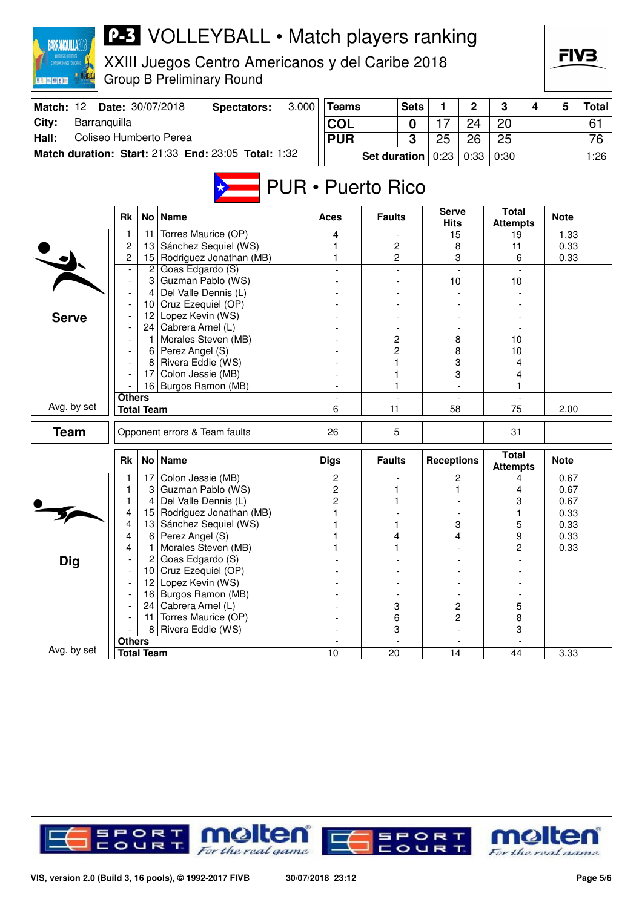# P-3 VOLLEYBALL • Match players ranking

XXIII Juegos Centro Americanos y del Caribe 2018

Group B Preliminary Round

**Match:** 12 **Date:** 30/07/2018 **Spectators:** 3.000

**City:** Barranquilla

**Hall:** Coliseo Humberto Perea

**Match duration: Start:** 21:33 **End:** 23:05 **Total:** 1:32

| Teams | Sets | 1 | 2 | 3 | 4 | 5 | Total |
|---|---|---|---|---|---|---|---|
| COL | 0 | 17 | 24 | 20 | | | 61 |
| PUR | 3 | 25 | 26 | 25 | | | 76 |
| Set duration | | 0:23 | 0:33 | 0:30 | | | 1:26 |

## PUR • Puerto Rico

### Serve

| Rk | No | Name | Aces | Faults | Serve Hits | Total Attempts | Note |
|---|---|---|---|---|---|---|---|
| 1 | 11 | Torres Maurice (OP) | 4 | - | 15 | 19 | 1.33 |
| 2 | 13 | Sánchez Sequiel (WS) | 1 | 2 | 8 | 11 | 0.33 |
| 2 | 15 | Rodriguez Jonathan (MB) | 1 | 2 | 3 | 6 | 0.33 |
| - | 2 | Goas Edgardo (S) | - | - | - | - | |
| - | 3 | Guzman Pablo (WS) | - | - | 10 | 10 | |
| - | 4 | Del Valle Dennis (L) | - | - | - | - | |
| - | 10 | Cruz Ezequiel (OP) | - | - | - | - | |
| - | 12 | Lopez Kevin (WS) | - | - | - | - | |
| - | 24 | Cabrera Arnel (L) | - | - | - | - | |
| - | 1 | Morales Steven (MB) | - | 2 | 8 | 10 | |
| - | 6 | Perez Angel (S) | - | 2 | 8 | 10 | |
| - | 8 | Rivera Eddie (WS) | - | 1 | 3 | 4 | |
| - | 17 | Colon Jessie (MB) | - | 1 | 3 | 4 | |
| - | 16 | Burgos Ramon (MB) | - | 1 | - | 1 | |
| Others | | | - | - | - | - | |
| Total Team | | | 6 | 11 | 58 | 75 | 2.00 |

Avg. by set

### Team

| | Aces | Faults | | Total Attempts | |
|---|---|---|---|---|---|
| Opponent errors & Team faults | 26 | 5 | | 31 | |

### Dig

| Rk | No | Name | Digs | Faults | Receptions | Total Attempts | Note |
|---|---|---|---|---|---|---|---|
| 1 | 17 | Colon Jessie (MB) | 2 | - | 2 | 4 | 0.67 |
| 1 | 3 | Guzman Pablo (WS) | 2 | 1 | 1 | 4 | 0.67 |
| 1 | 4 | Del Valle Dennis (L) | 2 | 1 | - | 3 | 0.67 |
| 4 | 15 | Rodriguez Jonathan (MB) | 1 | - | - | 1 | 0.33 |
| 4 | 13 | Sánchez Sequiel (WS) | 1 | 1 | 3 | 5 | 0.33 |
| 4 | 6 | Perez Angel (S) | 1 | 4 | 4 | 9 | 0.33 |
| 4 | 1 | Morales Steven (MB) | 1 | 1 | - | 2 | 0.33 |
| - | 2 | Goas Edgardo (S) | - | - | - | - | |
| - | 10 | Cruz Ezequiel (OP) | - | - | - | - | |
| - | 12 | Lopez Kevin (WS) | - | - | - | - | |
| - | 16 | Burgos Ramon (MB) | - | - | - | - | |
| - | 24 | Cabrera Arnel (L) | - | 3 | 2 | 5 | |
| - | 11 | Torres Maurice (OP) | - | 6 | 2 | 8 | |
| - | 8 | Rivera Eddie (WS) | - | 3 | - | 3 | |
| Others | | | - | - | - | - | |
| Total Team | | | 10 | 20 | 14 | 44 | 3.33 |

Avg. by set

VIS, version 2.0 (Build 3, 16 pools), © 1992-2017 FIVB 30/07/2018 23:12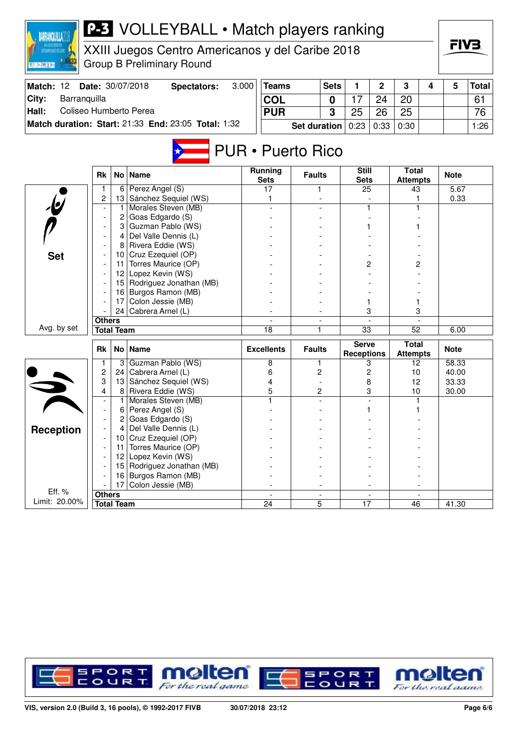# P-3 VOLLEYBALL • Match players ranking

XXIII Juegos Centro Americanos y del Caribe 2018
Group B Preliminary Round

**Match:** 12 **Date:** 30/07/2018 **Spectators:** 3.000
**City:** Barranquilla
**Hall:** Coliseo Humberto Perea
**Match duration: Start:** 21:33 **End:** 23:05 **Total:** 1:32

| Teams | Sets | 1 | 2 | 3 | 4 | 5 | Total |
|---|---|---|---|---|---|---|---|
| COL | 0 | 17 | 24 | 20 | | | 61 |
| PUR | 3 | 25 | 26 | 25 | | | 76 |
| Set duration | | 0:23 | 0:33 | 0:30 | | | 1:26 |

## PUR • Puerto Rico

### Set

| Rk | No | Name | Running Sets | Faults | Still Sets | Total Attempts | Note |
|---|---|---|---|---|---|---|---|
| 1 | 6 | Perez Angel (S) | 17 | 1 | 25 | 43 | 5.67 |
| 2 | 13 | Sánchez Sequiel (WS) | 1 | - | - | 1 | 0.33 |
| - | 1 | Morales Steven (MB) | - | - | 1 | 1 | |
| - | 2 | Goas Edgardo (S) | - | - | - | - | |
| - | 3 | Guzman Pablo (WS) | - | - | 1 | 1 | |
| - | 4 | Del Valle Dennis (L) | - | - | - | - | |
| - | 8 | Rivera Eddie (WS) | - | - | - | - | |
| - | 10 | Cruz Ezequiel (OP) | - | - | - | - | |
| - | 11 | Torres Maurice (OP) | - | - | 2 | 2 | |
| - | 12 | Lopez Kevin (WS) | - | - | - | - | |
| - | 15 | Rodriguez Jonathan (MB) | - | - | - | - | |
| - | 16 | Burgos Ramon (MB) | - | - | - | - | |
| - | 17 | Colon Jessie (MB) | - | - | 1 | 1 | |
| - | 24 | Cabrera Arnel (L) | - | - | 3 | 3 | |
| Others | | | - | - | - | - | |
| Total Team | | | 18 | 1 | 33 | 52 | 6.00 |

Avg. by set

### Reception

| Rk | No | Name | Excellents | Faults | Serve Receptions | Total Attempts | Note |
|---|---|---|---|---|---|---|---|
| 1 | 3 | Guzman Pablo (WS) | 8 | 1 | 3 | 12 | 58.33 |
| 2 | 24 | Cabrera Arnel (L) | 6 | 2 | 2 | 10 | 40.00 |
| 3 | 13 | Sánchez Sequiel (WS) | 4 | - | 8 | 12 | 33.33 |
| 4 | 8 | Rivera Eddie (WS) | 5 | 2 | 3 | 10 | 30.00 |
| - | 1 | Morales Steven (MB) | 1 | - | - | 1 | |
| - | 6 | Perez Angel (S) | - | - | 1 | 1 | |
| - | 2 | Goas Edgardo (S) | - | - | - | - | |
| - | 4 | Del Valle Dennis (L) | - | - | - | - | |
| - | 10 | Cruz Ezequiel (OP) | - | - | - | - | |
| - | 11 | Torres Maurice (OP) | - | - | - | - | |
| - | 12 | Lopez Kevin (WS) | - | - | - | - | |
| - | 15 | Rodriguez Jonathan (MB) | - | - | - | - | |
| - | 16 | Burgos Ramon (MB) | - | - | - | - | |
| - | 17 | Colon Jessie (MB) | - | - | - | - | |
| Others | | | - | - | - | - | |
| Total Team | | | 24 | 5 | 17 | 46 | 41.30 |

Eff. %
Limit: 20.00%

VIS, version 2.0 (Build 3, 16 pools), © 1992-2017 FIVB 30/07/2018 23:12